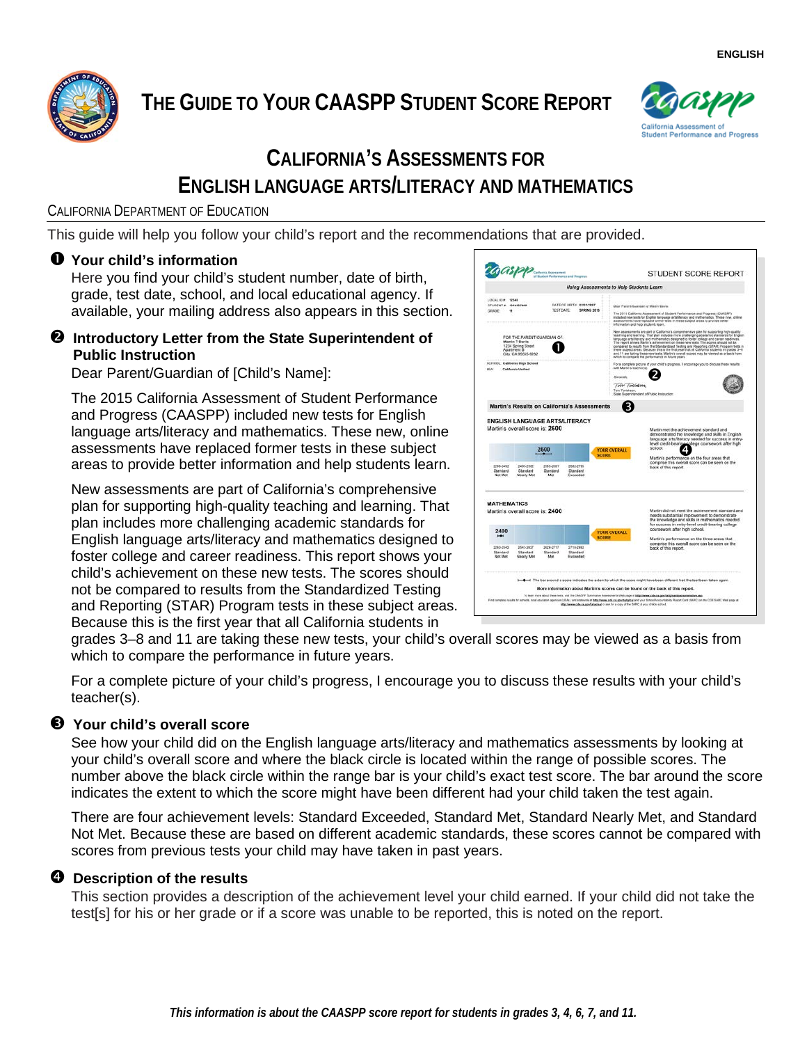ENGLISH

# THE GUIDE TO YOUR CAASPP STUDENT SCORE REPORT

## CALIFORNIA'S ASSESSMENTS FOR ENGLISH LANGUAGE ARTS/LITERACY AND MATHEMATICS

CALIFORNIA DEPARTMENT OF EDUCATION

This guide will help you follow your child's report and the recommendations that are provided.

### ❶ Your child's information

Here you find your child's student number, date of birth, grade, test date, school, and local educational agency. If available, your mailing address also appears in this section.

### ❷ Introductory Letter from the State Superintendent of Public Instruction

Dear Parent/Guardian of [Child's Name]:

The 2015 California Assessment of Student Performance and Progress (CAASPP) included new tests for English language arts/literacy and mathematics. These new, online assessments have replaced former tests in these subject areas to provide better information and help students learn.

New assessments are part of California's comprehensive plan for supporting high-quality teaching and learning. That plan includes more challenging academic standards for English language arts/literacy and mathematics designed to foster college and career readiness. This report shows your child's achievement on these new tests. The scores should not be compared to results from the Standardized Testing and Reporting (STAR) Program tests in these subject areas. Because this is the first year that all California students in grades 3–8 and 11 are taking these new tests, your child's overall scores may be viewed as a basis from which to compare the performance in future years.

For a complete picture of your child's progress, I encourage you to discuss these results with your child's teacher(s).

### ❸ Your child's overall score

See how your child did on the English language arts/literacy and mathematics assessments by looking at your child's overall score and where the black circle is located within the range of possible scores. The number above the black circle within the range bar is your child's exact test score. The bar around the score indicates the extent to which the score might have been different had your child taken the test again.

There are four achievement levels: Standard Exceeded, Standard Met, Standard Nearly Met, and Standard Not Met. Because these are based on different academic standards, these scores cannot be compared with scores from previous tests your child may have taken in past years.

### ❹ Description of the results

This section provides a description of the achievement level your child earned. If your child did not take the test[s] for his or her grade or if a score was unable to be reported, this is noted on the report.

***This information is about the CAASPP score report for students in grades 3, 4, 6, 7, and 11.***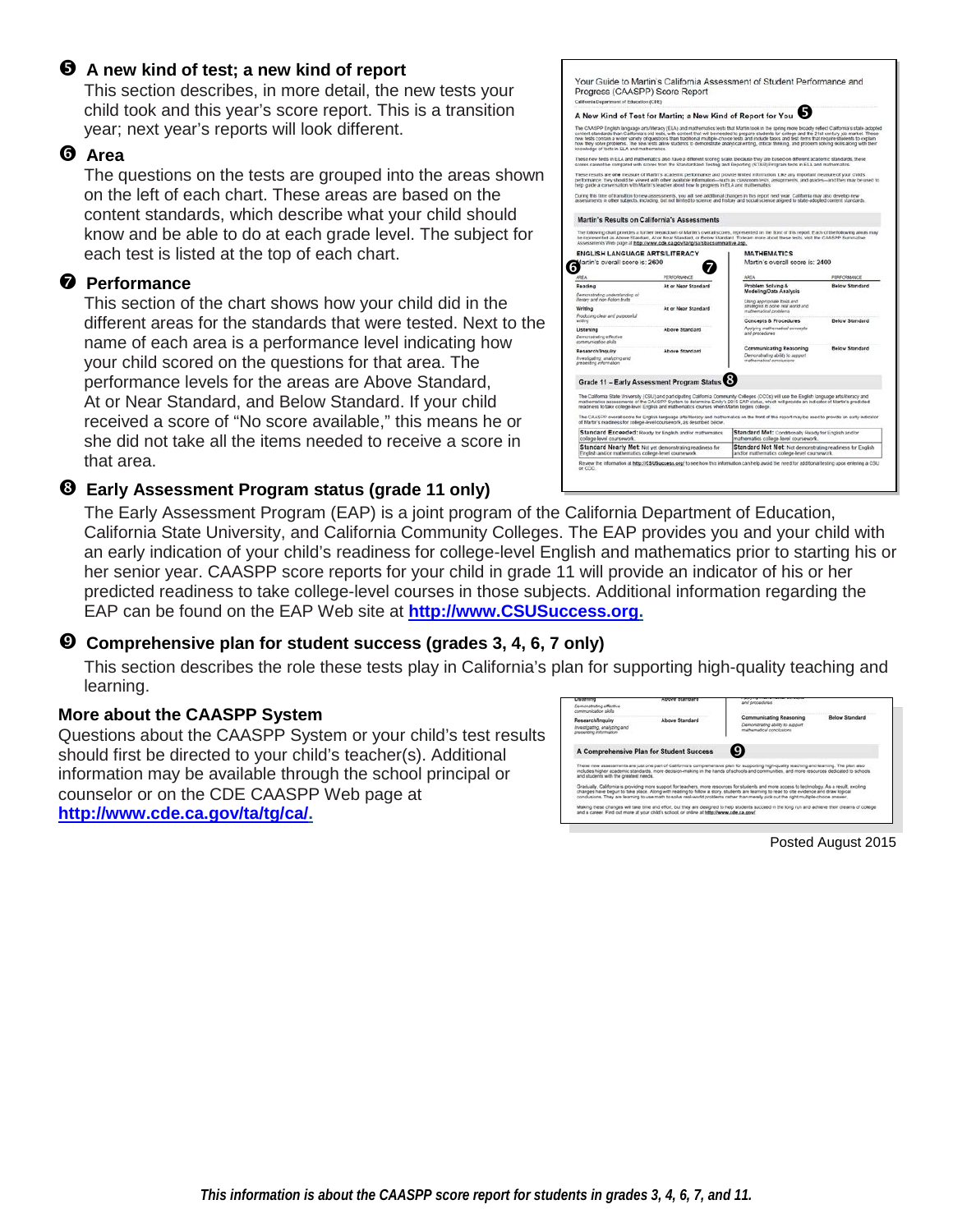### ❺ A new kind of test; a new kind of report

This section describes, in more detail, the new tests your child took and this year's score report. This is a transition year; next year's reports will look different.

### ❻ Area

The questions on the tests are grouped into the areas shown on the left of each chart. These areas are based on the content standards, which describe what your child should know and be able to do at each grade level. The subject for each test is listed at the top of each chart.

### ❼ Performance

This section of the chart shows how your child did in the different areas for the standards that were tested. Next to the name of each area is a performance level indicating how your child scored on the questions for that area. The performance levels for the areas are Above Standard, At or Near Standard, and Below Standard. If your child received a score of "No score available," this means he or she did not take all the items needed to receive a score in that area.

### ❽ Early Assessment Program status (grade 11 only)

The Early Assessment Program (EAP) is a joint program of the California Department of Education, California State University, and California Community Colleges. The EAP provides you and your child with an early indication of your child's readiness for college-level English and mathematics prior to starting his or her senior year. CAASPP score reports for your child in grade 11 will provide an indicator of his or her predicted readiness to take college-level courses in those subjects. Additional information regarding the EAP can be found on the EAP Web site at **http://www.CSUSuccess.org.**

### ❾ Comprehensive plan for student success (grades 3, 4, 6, 7 only)

This section describes the role these tests play in California's plan for supporting high-quality teaching and learning.

### More about the CAASPP System

Questions about the CAASPP System or your child's test results should first be directed to your child's teacher(s). Additional information may be available through the school principal or counselor or on the CDE CAASPP Web page at **http://www.cde.ca.gov/ta/tg/ca/.**

Posted August 2015

***This information is about the CAASPP score report for students in grades 3, 4, 6, 7, and 11.***